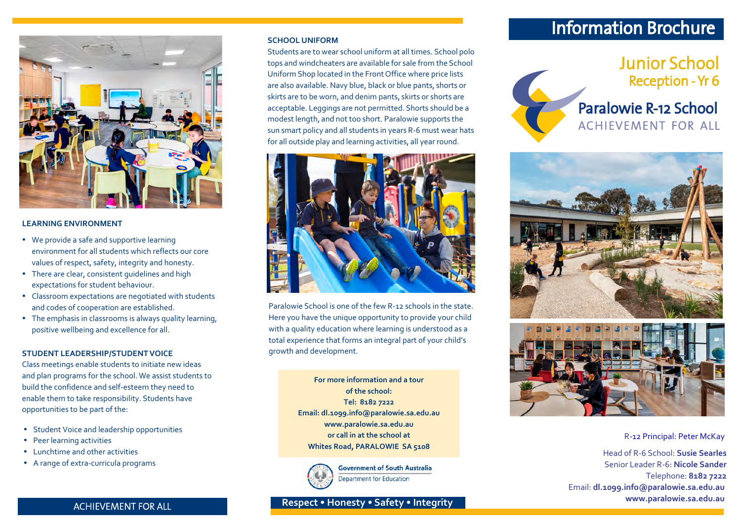## LEARNING ENVIRONMENT

- We provide a safe and supportive learning environment for all students which reflects our core values of respect, safety, integrity and honesty.
- There are clear, consistent guidelines and high expectations for student behaviour.
- Classroom expectations are negotiated with students and codes of cooperation are established.
- The emphasis in classrooms is always quality learning, positive wellbeing and excellence for all.

## STUDENT LEADERSHIP/STUDENT VOICE

Class meetings enable students to initiate new ideas and plan programs for the school. We assist students to build the confidence and self-esteem they need to enable them to take responsibility. Students have opportunities to be part of the:

- Student Voice and leadership opportunities
- Peer learning activities
- Lunchtime and other activities
- A range of extra-curricula programs

ACHIEVEMENT FOR ALL

## SCHOOL UNIFORM

Students are to wear school uniform at all times. School polo tops and windcheaters are available for sale from the School Uniform Shop located in the Front Office where price lists are also available. Navy blue, black or blue pants, shorts or skirts are to be worn, and denim pants, skirts or shorts are acceptable. Leggings are not permitted. Shorts should be a modest length, and not too short. Paralowie supports the sun smart policy and all students in years R-6 must wear hats for all outside play and learning activities, all year round.

Paralowie School is one of the few R-12 schools in the state. Here you have the unique opportunity to provide your child with a quality education where learning is understood as a total experience that forms an integral part of your child's growth and development.

**For more information and a tour of the school:**
**Tel: 8182 7222**
**Email: dl.1099.info@paralowie.sa.edu.au**
**www.paralowie.sa.edu.au**
**or call in at the school at**
**Whites Road, PARALOWIE SA 5108**

Government of South Australia
Department for Education

**Respect • Honesty • Safety • Integrity**

# Information Brochure

## Junior School
### Reception - Yr 6

## Paralowie R-12 School
ACHIEVEMENT FOR ALL

R-12 Principal: Peter McKay

Head of R-6 School: **Susie Searles**
Senior Leader R-6: **Nicole Sander**
Telephone: **8182 7222**
Email: **dl.1099.info@paralowie.sa.edu.au**
**www.paralowie.sa.edu.au**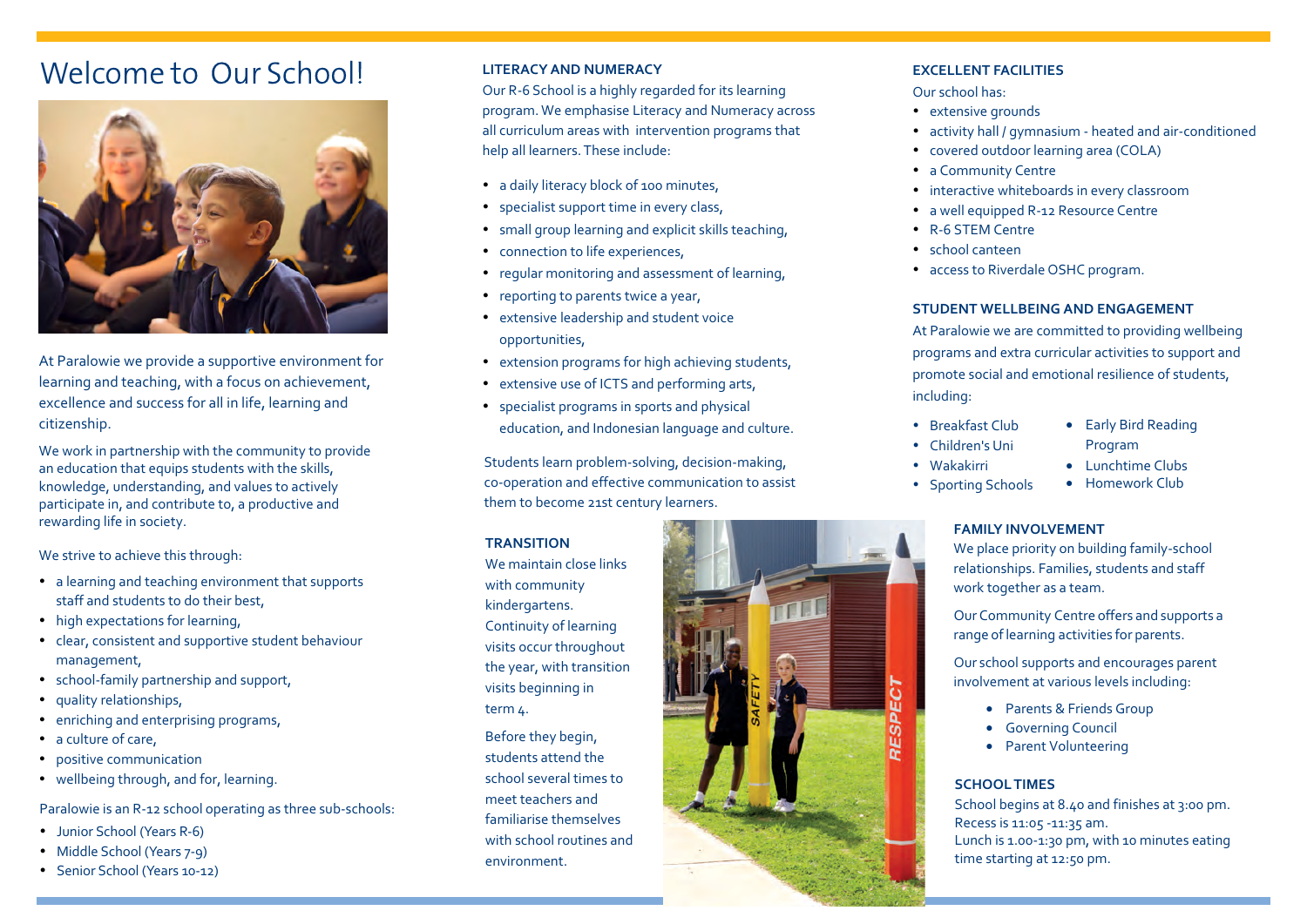# Welcome to Our School!

At Paralowie we provide a supportive environment for learning and teaching, with a focus on achievement, excellence and success for all in life, learning and citizenship.

We work in partnership with the community to provide an education that equips students with the skills, knowledge, understanding, and values to actively participate in, and contribute to, a productive and rewarding life in society.

We strive to achieve this through:

- a learning and teaching environment that supports staff and students to do their best,
- high expectations for learning,
- clear, consistent and supportive student behaviour management,
- school-family partnership and support,
- quality relationships,
- enriching and enterprising programs,
- a culture of care,
- positive communication
- wellbeing through, and for, learning.

Paralowie is an R-12 school operating as three sub-schools:

- Junior School (Years R-6)
- Middle School (Years 7-9)
- Senior School (Years 10-12)

## LITERACY AND NUMERACY

Our R-6 School is a highly regarded for its learning program. We emphasise Literacy and Numeracy across all curriculum areas with intervention programs that help all learners. These include:

- a daily literacy block of 100 minutes,
- specialist support time in every class,
- small group learning and explicit skills teaching,
- connection to life experiences,
- regular monitoring and assessment of learning,
- reporting to parents twice a year,
- extensive leadership and student voice opportunities,
- extension programs for high achieving students,
- extensive use of ICTS and performing arts,
- specialist programs in sports and physical education, and Indonesian language and culture.

Students learn problem-solving, decision-making, co-operation and effective communication to assist them to become 21st century learners.

## TRANSITION

We maintain close links with community kindergartens. Continuity of learning visits occur throughout the year, with transition visits beginning in term 4.

Before they begin, students attend the school several times to meet teachers and familiarise themselves with school routines and environment.

## EXCELLENT FACILITIES

Our school has:

- extensive grounds
- activity hall / gymnasium - heated and air-conditioned
- covered outdoor learning area (COLA)
- a Community Centre
- interactive whiteboards in every classroom
- a well equipped R-12 Resource Centre
- R-6 STEM Centre
- school canteen
- access to Riverdale OSHC program.

## STUDENT WELLBEING AND ENGAGEMENT

At Paralowie we are committed to providing wellbeing programs and extra curricular activities to support and promote social and emotional resilience of students, including:

- Breakfast Club
- Children's Uni
- Wakakirri
- Sporting Schools
- Early Bird Reading Program
- Lunchtime Clubs
- Homework Club

## FAMILY INVOLVEMENT

We place priority on building family-school relationships. Families, students and staff work together as a team.

Our Community Centre offers and supports a range of learning activities for parents.

Our school supports and encourages parent involvement at various levels including:

- Parents & Friends Group
- Governing Council
- Parent Volunteering

## SCHOOL TIMES

School begins at 8.40 and finishes at 3:00 pm.
Recess is 11:05 -11:35 am.
Lunch is 1.00-1:30 pm, with 10 minutes eating time starting at 12:50 pm.